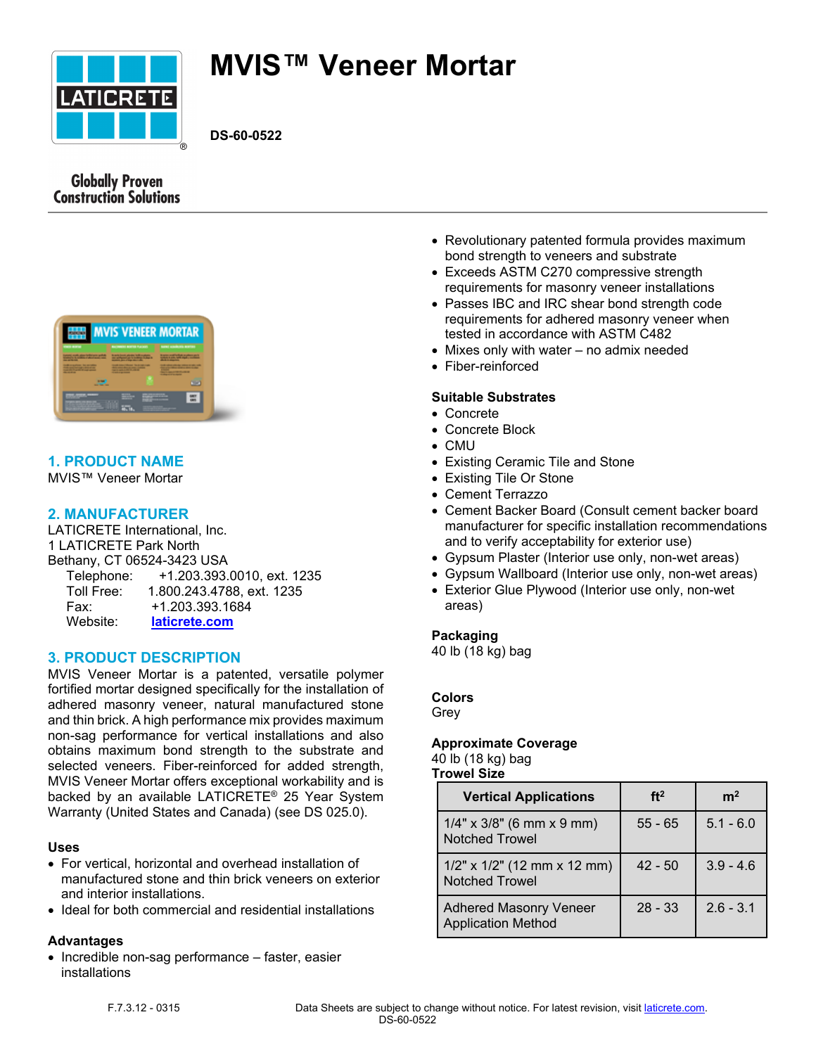# MVIS™ Veneer Mortar

**DS-60-0522**

Globally Proven Construction Solutions

## 1. PRODUCT NAME

MVIS™ Veneer Mortar

## 2. MANUFACTURER

LATICRETE International, Inc.
1 LATICRETE Park North
Bethany, CT 06524-3423 USA

Telephone: +1.203.393.0010, ext. 1235
Toll Free: 1.800.243.4788, ext. 1235
Fax: +1.203.393.1684
Website: laticrete.com

## 3. PRODUCT DESCRIPTION

MVIS Veneer Mortar is a patented, versatile polymer fortified mortar designed specifically for the installation of adhered masonry veneer, natural manufactured stone and thin brick. A high performance mix provides maximum non-sag performance for vertical installations and also obtains maximum bond strength to the substrate and selected veneers. Fiber-reinforced for added strength, MVIS Veneer Mortar offers exceptional workability and is backed by an available LATICRETE® 25 Year System Warranty (United States and Canada) (see DS 025.0).

### Uses

- For vertical, horizontal and overhead installation of manufactured stone and thin brick veneers on exterior and interior installations.
- Ideal for both commercial and residential installations

### Advantages

- Incredible non-sag performance – faster, easier installations
- Revolutionary patented formula provides maximum bond strength to veneers and substrate
- Exceeds ASTM C270 compressive strength requirements for masonry veneer installations
- Passes IBC and IRC shear bond strength code requirements for adhered masonry veneer when tested in accordance with ASTM C482
- Mixes only with water – no admix needed
- Fiber-reinforced

### Suitable Substrates

- Concrete
- Concrete Block
- CMU
- Existing Ceramic Tile and Stone
- Existing Tile Or Stone
- Cement Terrazzo
- Cement Backer Board (Consult cement backer board manufacturer for specific installation recommendations and to verify acceptability for exterior use)
- Gypsum Plaster (Interior use only, non-wet areas)
- Gypsum Wallboard (Interior use only, non-wet areas)
- Exterior Glue Plywood (Interior use only, non-wet areas)

### Packaging

40 lb (18 kg) bag

### Colors

Grey

### Approximate Coverage

40 lb (18 kg) bag

**Trowel Size**

| Vertical Applications | ft² | m² |
|---|---|---|
| 1/4" x 3/8" (6 mm x 9 mm) Notched Trowel | 55 - 65 | 5.1 - 6.0 |
| 1/2" x 1/2" (12 mm x 12 mm) Notched Trowel | 42 - 50 | 3.9 - 4.6 |
| Adhered Masonry Veneer Application Method | 28 - 33 | 2.6 - 3.1 |

F.7.3.12 - 0315

Data Sheets are subject to change without notice. For latest revision, visit laticrete.com.
DS-60-0522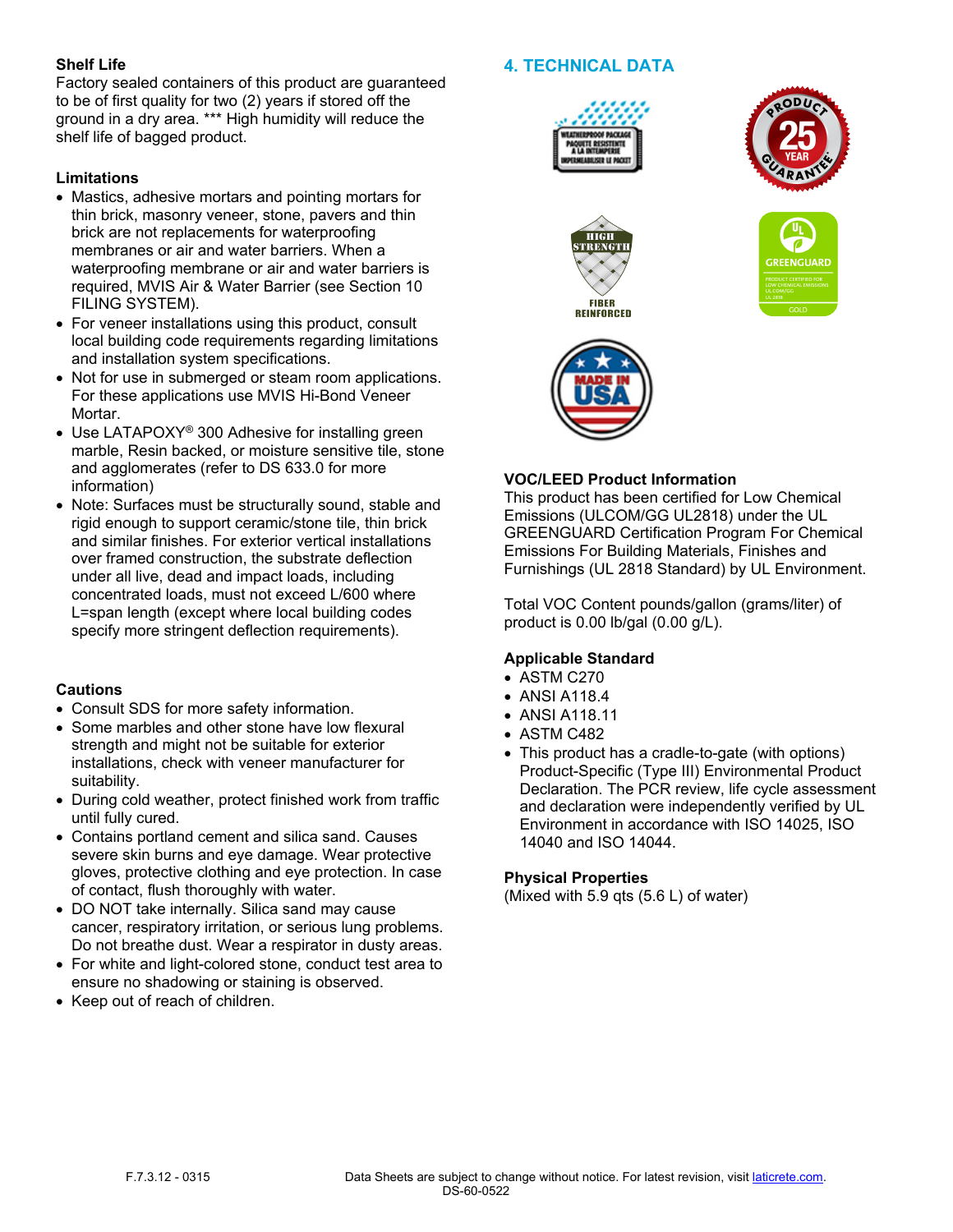### Shelf Life

Factory sealed containers of this product are guaranteed to be of first quality for two (2) years if stored off the ground in a dry area. *** High humidity will reduce the shelf life of bagged product.

### Limitations

- Mastics, adhesive mortars and pointing mortars for thin brick, masonry veneer, stone, pavers and thin brick are not replacements for waterproofing membranes or air and water barriers. When a waterproofing membrane or air and water barriers is required, MVIS Air & Water Barrier (see Section 10 FILING SYSTEM).
- For veneer installations using this product, consult local building code requirements regarding limitations and installation system specifications.
- Not for use in submerged or steam room applications. For these applications use MVIS Hi-Bond Veneer Mortar.
- Use LATAPOXY® 300 Adhesive for installing green marble, Resin backed, or moisture sensitive tile, stone and agglomerates (refer to DS 633.0 for more information)
- Note: Surfaces must be structurally sound, stable and rigid enough to support ceramic/stone tile, thin brick and similar finishes. For exterior vertical installations over framed construction, the substrate deflection under all live, dead and impact loads, including concentrated loads, must not exceed L/600 where L=span length (except where local building codes specify more stringent deflection requirements).

### Cautions

- Consult SDS for more safety information.
- Some marbles and other stone have low flexural strength and might not be suitable for exterior installations, check with veneer manufacturer for suitability.
- During cold weather, protect finished work from traffic until fully cured.
- Contains portland cement and silica sand. Causes severe skin burns and eye damage. Wear protective gloves, protective clothing and eye protection. In case of contact, flush thoroughly with water.
- DO NOT take internally. Silica sand may cause cancer, respiratory irritation, or serious lung problems. Do not breathe dust. Wear a respirator in dusty areas.
- For white and light-colored stone, conduct test area to ensure no shadowing or staining is observed.
- Keep out of reach of children.

## 4. TECHNICAL DATA

### VOC/LEED Product Information

This product has been certified for Low Chemical Emissions (ULCOM/GG UL2818) under the UL GREENGUARD Certification Program For Chemical Emissions For Building Materials, Finishes and Furnishings (UL 2818 Standard) by UL Environment.

Total VOC Content pounds/gallon (grams/liter) of product is 0.00 lb/gal (0.00 g/L).

### Applicable Standard

- ASTM C270
- ANSI A118.4
- ANSI A118.11
- ASTM C482
- This product has a cradle-to-gate (with options) Product-Specific (Type III) Environmental Product Declaration. The PCR review, life cycle assessment and declaration were independently verified by UL Environment in accordance with ISO 14025, ISO 14040 and ISO 14044.

### Physical Properties

(Mixed with 5.9 qts (5.6 L) of water)

F.7.3.12 - 0315

DS-60-0522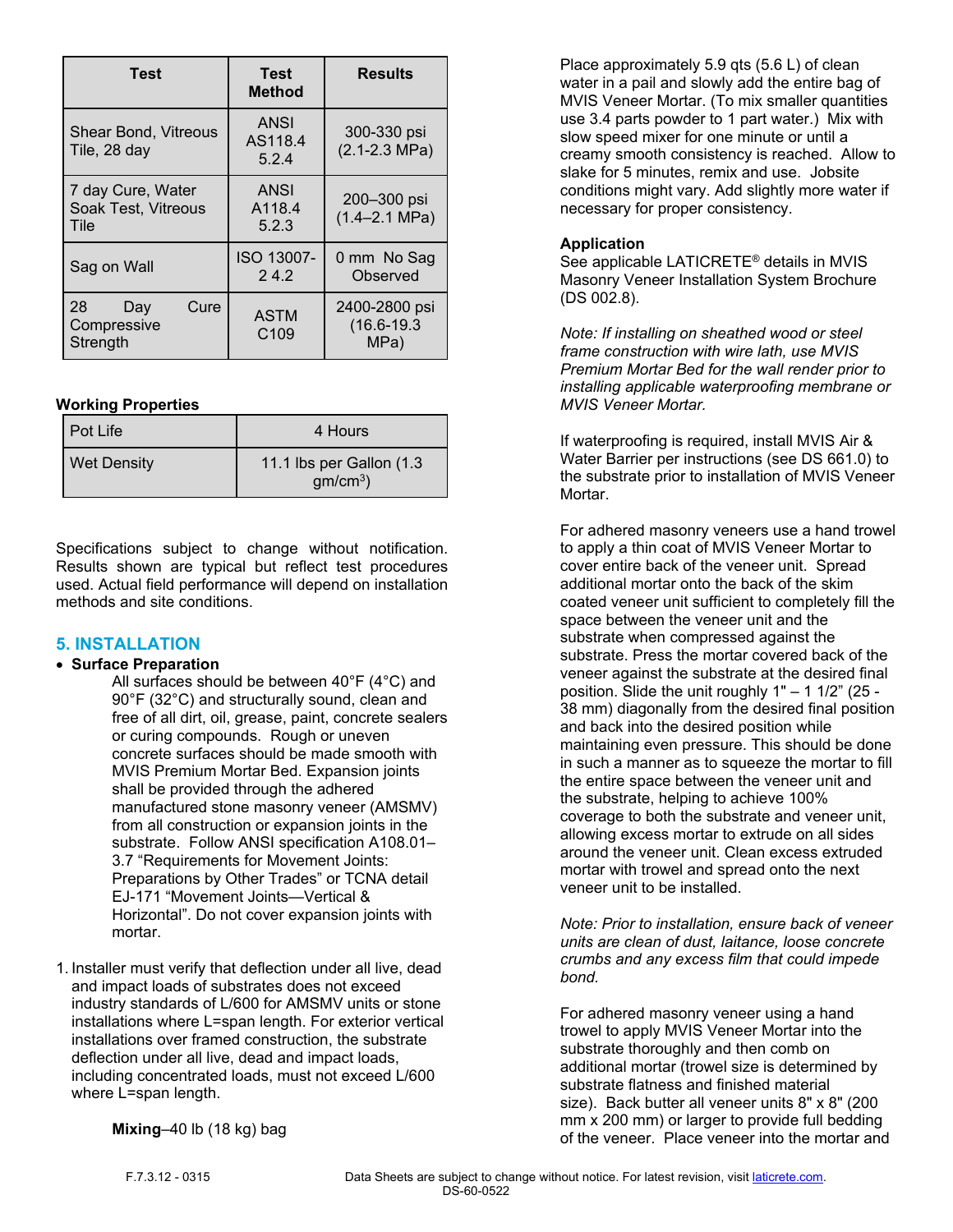| Test | Test Method | Results |
|---|---|---|
| Shear Bond, Vitreous Tile, 28 day | ANSI AS118.4 5.2.4 | 300-330 psi (2.1-2.3 MPa) |
| 7 day Cure, Water Soak Test, Vitreous Tile | ANSI A118.4 5.2.3 | 200–300 psi (1.4–2.1 MPa) |
| Sag on Wall | ISO 13007-2 4.2 | 0 mm No Sag Observed |
| 28 Day Cure Compressive Strength | ASTM C109 | 2400-2800 psi (16.6-19.3 MPa) |

**Working Properties**

| Pot Life | 4 Hours |
|---|---|
| Wet Density | 11.1 lbs per Gallon (1.3 gm/cm$^3$) |

Specifications subject to change without notification. Results shown are typical but reflect test procedures used. Actual field performance will depend on installation methods and site conditions.

## 5. INSTALLATION

- **Surface Preparation**

  All surfaces should be between 40°F (4°C) and 90°F (32°C) and structurally sound, clean and free of all dirt, oil, grease, paint, concrete sealers or curing compounds. Rough or uneven concrete surfaces should be made smooth with MVIS Premium Mortar Bed. Expansion joints shall be provided through the adhered manufactured stone masonry veneer (AMSMV) from all construction or expansion joints in the substrate. Follow ANSI specification A108.01–3.7 "Requirements for Movement Joints: Preparations by Other Trades" or TCNA detail EJ-171 "Movement Joints—Vertical & Horizontal". Do not cover expansion joints with mortar.

1. Installer must verify that deflection under all live, dead and impact loads of substrates does not exceed industry standards of L/600 for AMSMV units or stone installations where L=span length. For exterior vertical installations over framed construction, the substrate deflection under all live, dead and impact loads, including concentrated loads, must not exceed L/600 where L=span length.

**Mixing**–40 lb (18 kg) bag

Place approximately 5.9 qts (5.6 L) of clean water in a pail and slowly add the entire bag of MVIS Veneer Mortar. (To mix smaller quantities use 3.4 parts powder to 1 part water.) Mix with slow speed mixer for one minute or until a creamy smooth consistency is reached. Allow to slake for 5 minutes, remix and use. Jobsite conditions might vary. Add slightly more water if necessary for proper consistency.

**Application**

See applicable LATICRETE® details in MVIS Masonry Veneer Installation System Brochure (DS 002.8).

*Note: If installing on sheathed wood or steel frame construction with wire lath, use MVIS Premium Mortar Bed for the wall render prior to installing applicable waterproofing membrane or MVIS Veneer Mortar.*

If waterproofing is required, install MVIS Air & Water Barrier per instructions (see DS 661.0) to the substrate prior to installation of MVIS Veneer Mortar.

For adhered masonry veneers use a hand trowel to apply a thin coat of MVIS Veneer Mortar to cover entire back of the veneer unit. Spread additional mortar onto the back of the skim coated veneer unit sufficient to completely fill the space between the veneer unit and the substrate when compressed against the substrate. Press the mortar covered back of the veneer against the substrate at the desired final position. Slide the unit roughly 1" – 1 1/2" (25 - 38 mm) diagonally from the desired final position and back into the desired position while maintaining even pressure. This should be done in such a manner as to squeeze the mortar to fill the entire space between the veneer unit and the substrate, helping to achieve 100% coverage to both the substrate and veneer unit, allowing excess mortar to extrude on all sides around the veneer unit. Clean excess extruded mortar with trowel and spread onto the next veneer unit to be installed.

*Note: Prior to installation, ensure back of veneer units are clean of dust, laitance, loose concrete crumbs and any excess film that could impede bond.*

For adhered masonry veneer using a hand trowel to apply MVIS Veneer Mortar into the substrate thoroughly and then comb on additional mortar (trowel size is determined by substrate flatness and finished material size). Back butter all veneer units 8" x 8" (200 mm x 200 mm) or larger to provide full bedding of the veneer. Place veneer into the mortar and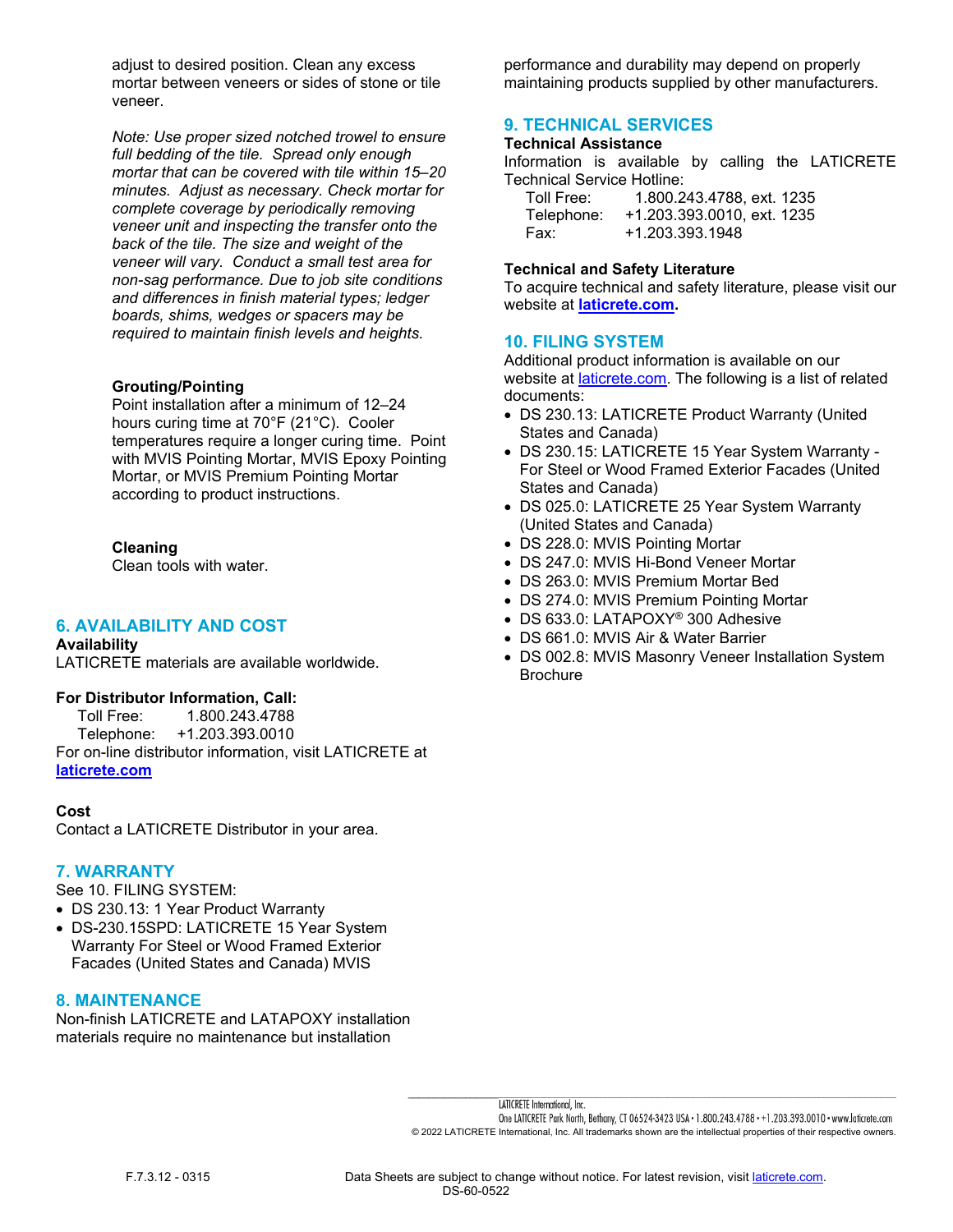adjust to desired position. Clean any excess mortar between veneers or sides of stone or tile veneer.

*Note: Use proper sized notched trowel to ensure full bedding of the tile. Spread only enough mortar that can be covered with tile within 15–20 minutes. Adjust as necessary. Check mortar for complete coverage by periodically removing veneer unit and inspecting the transfer onto the back of the tile. The size and weight of the veneer will vary. Conduct a small test area for non-sag performance. Due to job site conditions and differences in finish material types; ledger boards, shims, wedges or spacers may be required to maintain finish levels and heights.*

**Grouting/Pointing**

Point installation after a minimum of 12–24 hours curing time at 70°F (21°C). Cooler temperatures require a longer curing time. Point with MVIS Pointing Mortar, MVIS Epoxy Pointing Mortar, or MVIS Premium Pointing Mortar according to product instructions.

**Cleaning**

Clean tools with water.

## 6. AVAILABILITY AND COST

**Availability**

LATICRETE materials are available worldwide.

**For Distributor Information, Call:**

Toll Free: 1.800.243.4788
Telephone: +1.203.393.0010

For on-line distributor information, visit LATICRETE at **laticrete.com**

**Cost**

Contact a LATICRETE Distributor in your area.

## 7. WARRANTY

See 10. FILING SYSTEM:

- DS 230.13: 1 Year Product Warranty
- DS-230.15SPD: LATICRETE 15 Year System Warranty For Steel or Wood Framed Exterior Facades (United States and Canada) MVIS

## 8. MAINTENANCE

Non-finish LATICRETE and LATAPOXY installation materials require no maintenance but installation performance and durability may depend on properly maintaining products supplied by other manufacturers.

## 9. TECHNICAL SERVICES

**Technical Assistance**

Information is available by calling the LATICRETE Technical Service Hotline:

Toll Free: 1.800.243.4788, ext. 1235
Telephone: +1.203.393.0010, ext. 1235
Fax: +1.203.393.1948

**Technical and Safety Literature**

To acquire technical and safety literature, please visit our website at **laticrete.com.**

## 10. FILING SYSTEM

Additional product information is available on our website at laticrete.com. The following is a list of related documents:

- DS 230.13: LATICRETE Product Warranty (United States and Canada)
- DS 230.15: LATICRETE 15 Year System Warranty - For Steel or Wood Framed Exterior Facades (United States and Canada)
- DS 025.0: LATICRETE 25 Year System Warranty (United States and Canada)
- DS 228.0: MVIS Pointing Mortar
- DS 247.0: MVIS Hi-Bond Veneer Mortar
- DS 263.0: MVIS Premium Mortar Bed
- DS 274.0: MVIS Premium Pointing Mortar
- DS 633.0: LATAPOXY® 300 Adhesive
- DS 661.0: MVIS Air & Water Barrier
- DS 002.8: MVIS Masonry Veneer Installation System Brochure

LATICRETE International, Inc.
One LATICRETE Park North, Bethany, CT 06524-3423 USA • 1.800.243.4788 • +1.203.393.0010 • www.laticrete.com
© 2022 LATICRETE International, Inc. All trademarks shown are the intellectual properties of their respective owners.

F.7.3.12 - 0315

Data Sheets are subject to change without notice. For latest revision, visit laticrete.com.
DS-60-0522